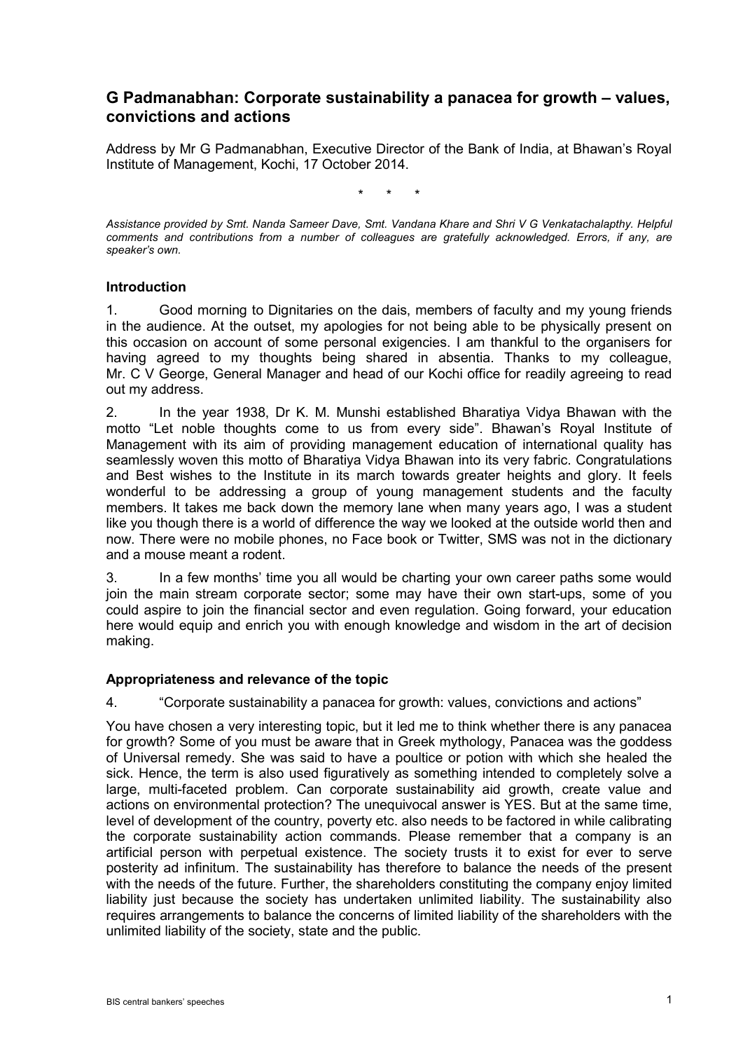# G Padmanabhan: Corporate sustainability a panacea for growth – values, convictions and actions

Address by Mr G Padmanabhan, Executive Director of the Bank of India, at Bhawan's Royal Institute of Management, Kochi, 17 October 2014.

\* \* \*

*Assistance provided by Smt. Nanda Sameer Dave, Smt. Vandana Khare and Shri V G Venkatachalapthy. Helpful comments and contributions from a number of colleagues are gratefully acknowledged. Errors, if any, are speaker's own.*

## Introduction

1. Good morning to Dignitaries on the dais, members of faculty and my young friends in the audience. At the outset, my apologies for not being able to be physically present on this occasion on account of some personal exigencies. I am thankful to the organisers for having agreed to my thoughts being shared in absentia. Thanks to my colleague, Mr. C V George, General Manager and head of our Kochi office for readily agreeing to read out my address.

2. In the year 1938, Dr K. M. Munshi established Bharatiya Vidya Bhawan with the motto "Let noble thoughts come to us from every side". Bhawan's Royal Institute of Management with its aim of providing management education of international quality has seamlessly woven this motto of Bharatiya Vidya Bhawan into its very fabric. Congratulations and Best wishes to the Institute in its march towards greater heights and glory. It feels wonderful to be addressing a group of young management students and the faculty members. It takes me back down the memory lane when many years ago, I was a student like you though there is a world of difference the way we looked at the outside world then and now. There were no mobile phones, no Face book or Twitter, SMS was not in the dictionary and a mouse meant a rodent.

3. In a few months' time you all would be charting your own career paths some would join the main stream corporate sector; some may have their own start-ups, some of you could aspire to join the financial sector and even regulation. Going forward, your education here would equip and enrich you with enough knowledge and wisdom in the art of decision making.

## Appropriateness and relevance of the topic

4. "Corporate sustainability a panacea for growth: values, convictions and actions"

You have chosen a very interesting topic, but it led me to think whether there is any panacea for growth? Some of you must be aware that in Greek mythology, Panacea was the goddess of Universal remedy. She was said to have a poultice or potion with which she healed the sick. Hence, the term is also used figuratively as something intended to completely solve a large, multi-faceted problem. Can corporate sustainability aid growth, create value and actions on environmental protection? The unequivocal answer is YES. But at the same time, level of development of the country, poverty etc. also needs to be factored in while calibrating the corporate sustainability action commands. Please remember that a company is an artificial person with perpetual existence. The society trusts it to exist for ever to serve posterity ad infinitum. The sustainability has therefore to balance the needs of the present with the needs of the future. Further, the shareholders constituting the company enjoy limited liability just because the society has undertaken unlimited liability. The sustainability also requires arrangements to balance the concerns of limited liability of the shareholders with the unlimited liability of the society, state and the public.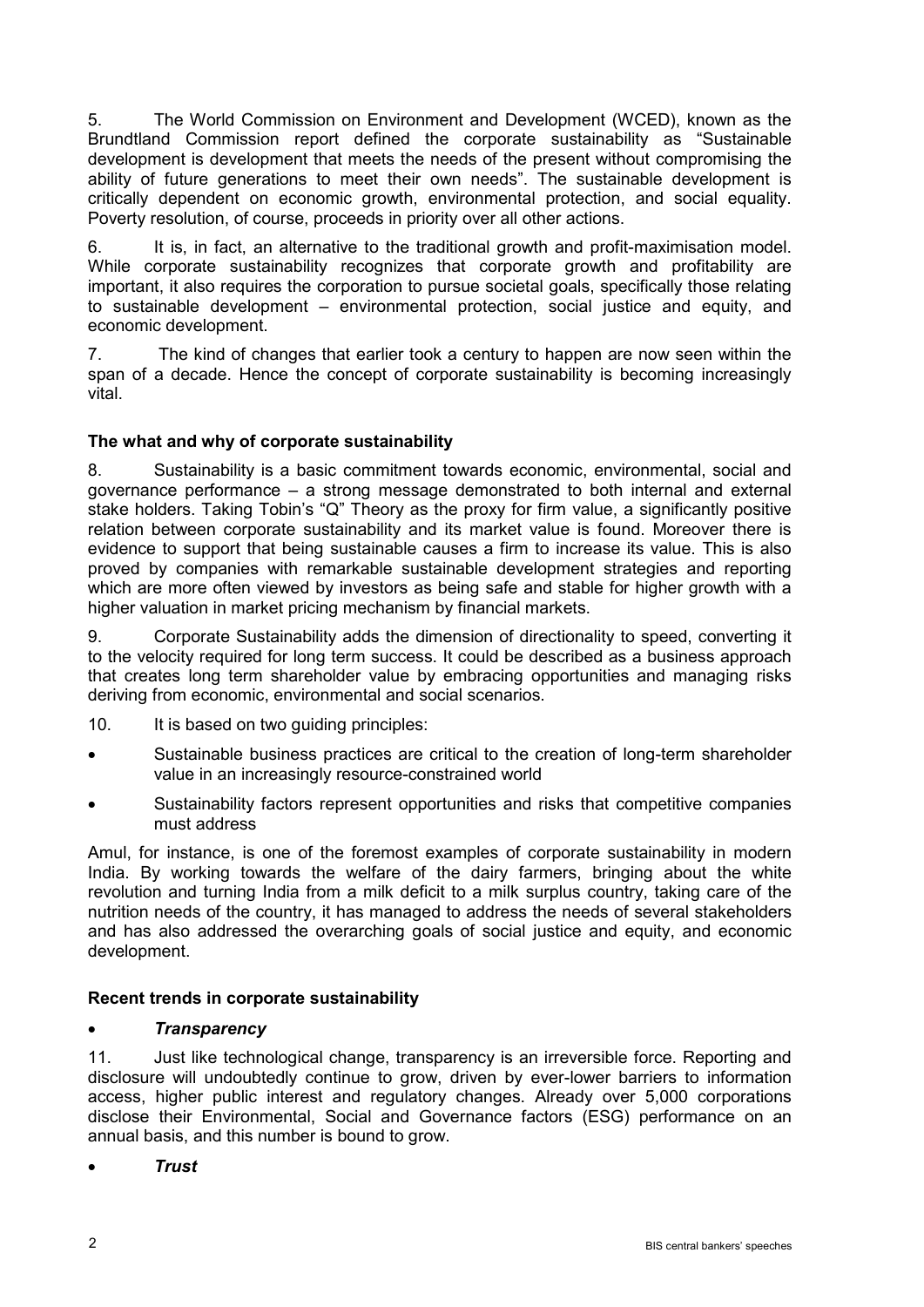5. The World Commission on Environment and Development (WCED), known as the Brundtland Commission report defined the corporate sustainability as "Sustainable development is development that meets the needs of the present without compromising the ability of future generations to meet their own needs". The sustainable development is critically dependent on economic growth, environmental protection, and social equality. Poverty resolution, of course, proceeds in priority over all other actions.

6. It is, in fact, an alternative to the traditional growth and profit-maximisation model. While corporate sustainability recognizes that corporate growth and profitability are important, it also requires the corporation to pursue societal goals, specifically those relating to sustainable development – environmental protection, social justice and equity, and economic development.

7. The kind of changes that earlier took a century to happen are now seen within the span of a decade. Hence the concept of corporate sustainability is becoming increasingly vital.

**The what and why of corporate sustainability**

8. Sustainability is a basic commitment towards economic, environmental, social and governance performance – a strong message demonstrated to both internal and external stake holders. Taking Tobin's "Q" Theory as the proxy for firm value, a significantly positive relation between corporate sustainability and its market value is found. Moreover there is evidence to support that being sustainable causes a firm to increase its value. This is also proved by companies with remarkable sustainable development strategies and reporting which are more often viewed by investors as being safe and stable for higher growth with a higher valuation in market pricing mechanism by financial markets.

9. Corporate Sustainability adds the dimension of directionality to speed, converting it to the velocity required for long term success. It could be described as a business approach that creates long term shareholder value by embracing opportunities and managing risks deriving from economic, environmental and social scenarios.

10. It is based on two guiding principles:

- Sustainable business practices are critical to the creation of long-term shareholder value in an increasingly resource-constrained world
- Sustainability factors represent opportunities and risks that competitive companies must address

Amul, for instance, is one of the foremost examples of corporate sustainability in modern India. By working towards the welfare of the dairy farmers, bringing about the white revolution and turning India from a milk deficit to a milk surplus country, taking care of the nutrition needs of the country, it has managed to address the needs of several stakeholders and has also addressed the overarching goals of social justice and equity, and economic development.

**Recent trends in corporate sustainability**

- ***Transparency***

11. Just like technological change, transparency is an irreversible force. Reporting and disclosure will undoubtedly continue to grow, driven by ever-lower barriers to information access, higher public interest and regulatory changes. Already over 5,000 corporations disclose their Environmental, Social and Governance factors (ESG) performance on an annual basis, and this number is bound to grow.

- ***Trust***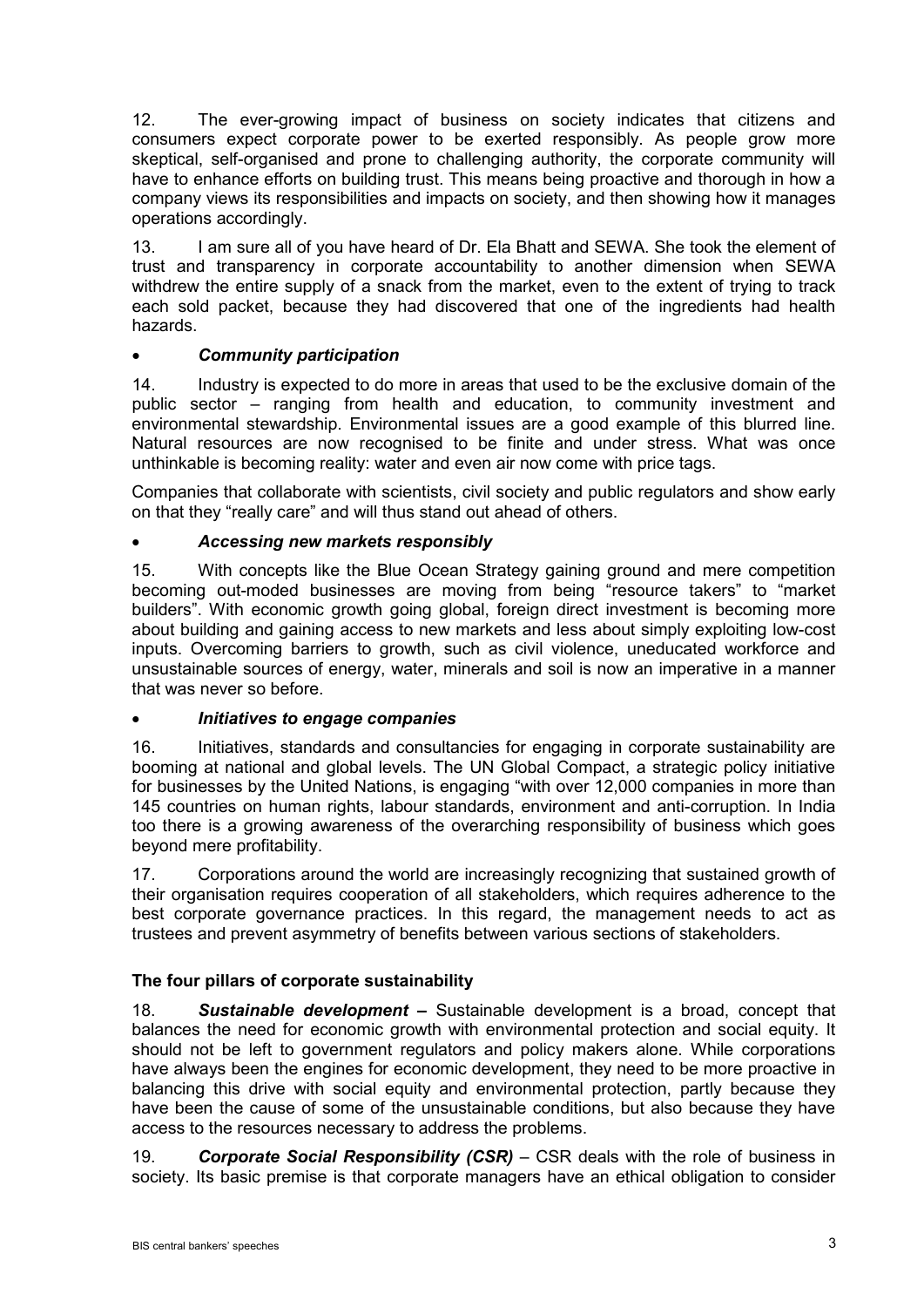12. The ever-growing impact of business on society indicates that citizens and consumers expect corporate power to be exerted responsibly. As people grow more skeptical, self-organised and prone to challenging authority, the corporate community will have to enhance efforts on building trust. This means being proactive and thorough in how a company views its responsibilities and impacts on society, and then showing how it manages operations accordingly.

13. I am sure all of you have heard of Dr. Ela Bhatt and SEWA. She took the element of trust and transparency in corporate accountability to another dimension when SEWA withdrew the entire supply of a snack from the market, even to the extent of trying to track each sold packet, because they had discovered that one of the ingredients had health hazards.

- ***Community participation***

14. Industry is expected to do more in areas that used to be the exclusive domain of the public sector – ranging from health and education, to community investment and environmental stewardship. Environmental issues are a good example of this blurred line. Natural resources are now recognised to be finite and under stress. What was once unthinkable is becoming reality: water and even air now come with price tags.

Companies that collaborate with scientists, civil society and public regulators and show early on that they "really care" and will thus stand out ahead of others.

- ***Accessing new markets responsibly***

15. With concepts like the Blue Ocean Strategy gaining ground and mere competition becoming out-moded businesses are moving from being "resource takers" to "market builders". With economic growth going global, foreign direct investment is becoming more about building and gaining access to new markets and less about simply exploiting low-cost inputs. Overcoming barriers to growth, such as civil violence, uneducated workforce and unsustainable sources of energy, water, minerals and soil is now an imperative in a manner that was never so before.

- ***Initiatives to engage companies***

16. Initiatives, standards and consultancies for engaging in corporate sustainability are booming at national and global levels. The UN Global Compact, a strategic policy initiative for businesses by the United Nations, is engaging "with over 12,000 companies in more than 145 countries on human rights, labour standards, environment and anti-corruption. In India too there is a growing awareness of the overarching responsibility of business which goes beyond mere profitability.

17. Corporations around the world are increasingly recognizing that sustained growth of their organisation requires cooperation of all stakeholders, which requires adherence to the best corporate governance practices. In this regard, the management needs to act as trustees and prevent asymmetry of benefits between various sections of stakeholders.

**The four pillars of corporate sustainability**

18. ***Sustainable development –*** Sustainable development is a broad, concept that balances the need for economic growth with environmental protection and social equity. It should not be left to government regulators and policy makers alone. While corporations have always been the engines for economic development, they need to be more proactive in balancing this drive with social equity and environmental protection, partly because they have been the cause of some of the unsustainable conditions, but also because they have access to the resources necessary to address the problems.

19. ***Corporate Social Responsibility (CSR)*** – CSR deals with the role of business in society. Its basic premise is that corporate managers have an ethical obligation to consider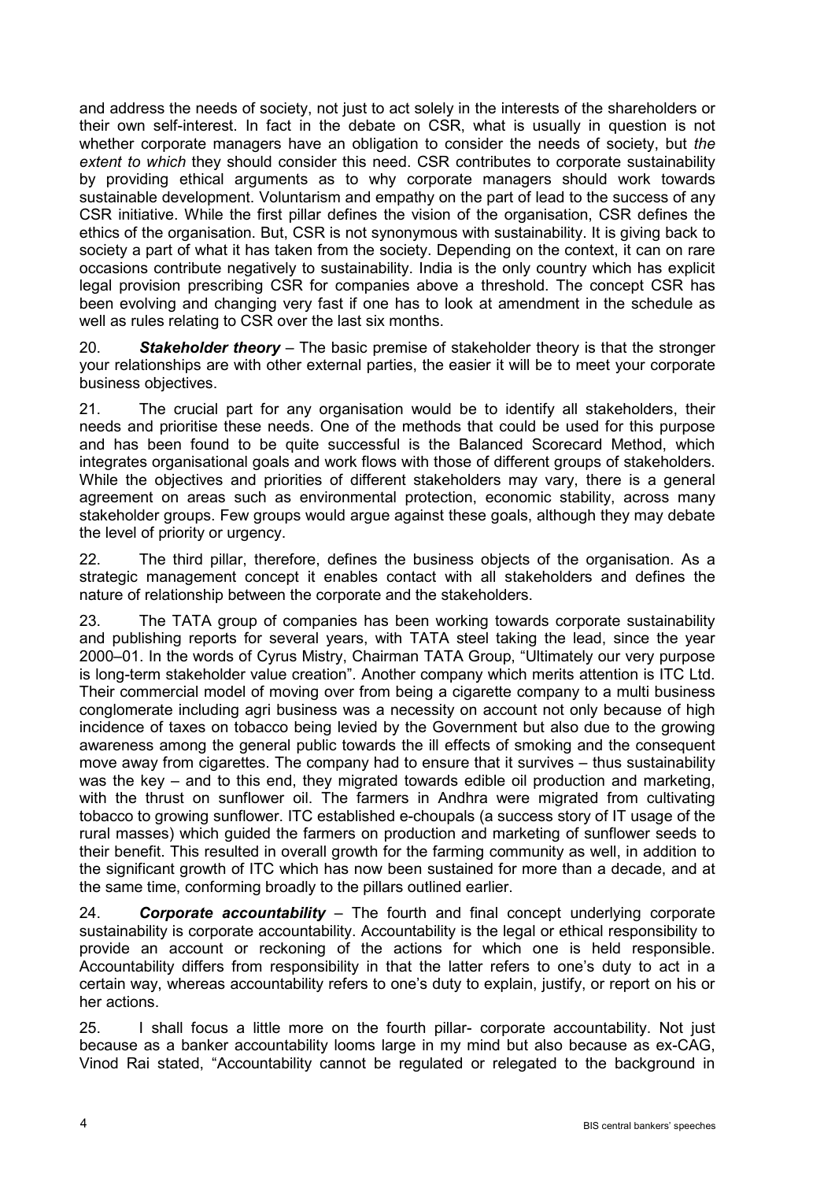and address the needs of society, not just to act solely in the interests of the shareholders or their own self-interest. In fact in the debate on CSR, what is usually in question is not whether corporate managers have an obligation to consider the needs of society, but *the extent to which* they should consider this need. CSR contributes to corporate sustainability by providing ethical arguments as to why corporate managers should work towards sustainable development. Voluntarism and empathy on the part of lead to the success of any CSR initiative. While the first pillar defines the vision of the organisation, CSR defines the ethics of the organisation. But, CSR is not synonymous with sustainability. It is giving back to society a part of what it has taken from the society. Depending on the context, it can on rare occasions contribute negatively to sustainability. India is the only country which has explicit legal provision prescribing CSR for companies above a threshold. The concept CSR has been evolving and changing very fast if one has to look at amendment in the schedule as well as rules relating to CSR over the last six months.

20. ***Stakeholder theory*** – The basic premise of stakeholder theory is that the stronger your relationships are with other external parties, the easier it will be to meet your corporate business objectives.

21. The crucial part for any organisation would be to identify all stakeholders, their needs and prioritise these needs. One of the methods that could be used for this purpose and has been found to be quite successful is the Balanced Scorecard Method, which integrates organisational goals and work flows with those of different groups of stakeholders. While the objectives and priorities of different stakeholders may vary, there is a general agreement on areas such as environmental protection, economic stability, across many stakeholder groups. Few groups would argue against these goals, although they may debate the level of priority or urgency.

22. The third pillar, therefore, defines the business objects of the organisation. As a strategic management concept it enables contact with all stakeholders and defines the nature of relationship between the corporate and the stakeholders.

23. The TATA group of companies has been working towards corporate sustainability and publishing reports for several years, with TATA steel taking the lead, since the year 2000–01. In the words of Cyrus Mistry, Chairman TATA Group, "Ultimately our very purpose is long-term stakeholder value creation". Another company which merits attention is ITC Ltd. Their commercial model of moving over from being a cigarette company to a multi business conglomerate including agri business was a necessity on account not only because of high incidence of taxes on tobacco being levied by the Government but also due to the growing awareness among the general public towards the ill effects of smoking and the consequent move away from cigarettes. The company had to ensure that it survives – thus sustainability was the key – and to this end, they migrated towards edible oil production and marketing, with the thrust on sunflower oil. The farmers in Andhra were migrated from cultivating tobacco to growing sunflower. ITC established e-choupals (a success story of IT usage of the rural masses) which guided the farmers on production and marketing of sunflower seeds to their benefit. This resulted in overall growth for the farming community as well, in addition to the significant growth of ITC which has now been sustained for more than a decade, and at the same time, conforming broadly to the pillars outlined earlier.

24. ***Corporate accountability*** – The fourth and final concept underlying corporate sustainability is corporate accountability. Accountability is the legal or ethical responsibility to provide an account or reckoning of the actions for which one is held responsible. Accountability differs from responsibility in that the latter refers to one's duty to act in a certain way, whereas accountability refers to one's duty to explain, justify, or report on his or her actions.

25. I shall focus a little more on the fourth pillar- corporate accountability. Not just because as a banker accountability looms large in my mind but also because as ex-CAG, Vinod Rai stated, "Accountability cannot be regulated or relegated to the background in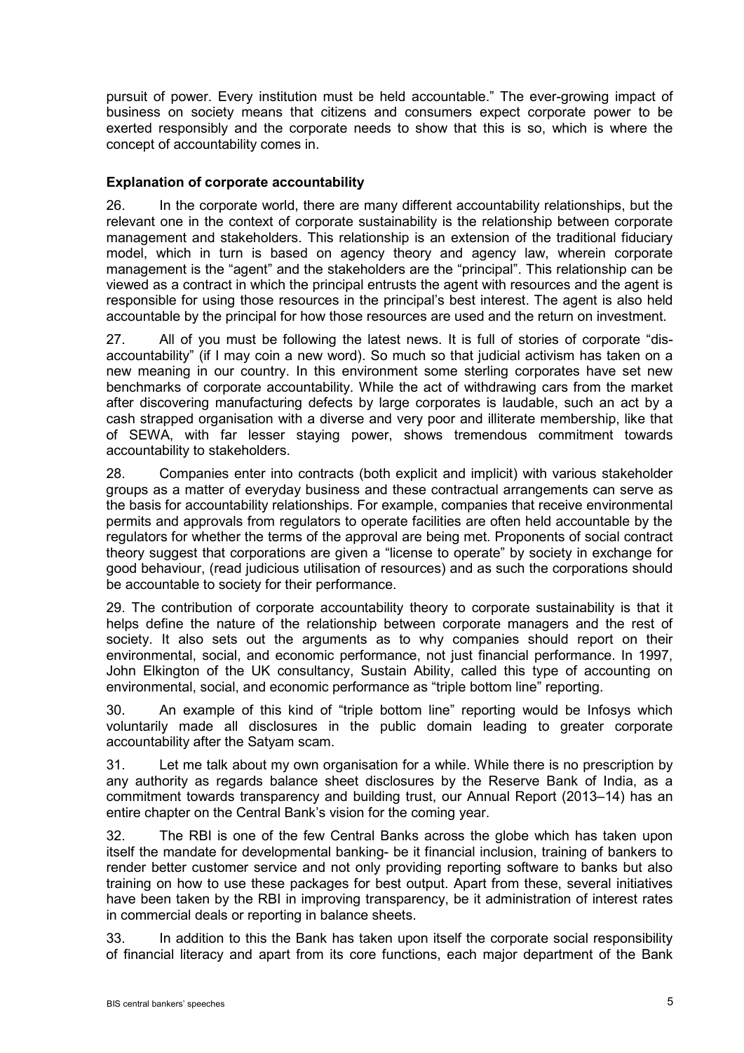pursuit of power. Every institution must be held accountable." The ever-growing impact of business on society means that citizens and consumers expect corporate power to be exerted responsibly and the corporate needs to show that this is so, which is where the concept of accountability comes in.

**Explanation of corporate accountability**

26. In the corporate world, there are many different accountability relationships, but the relevant one in the context of corporate sustainability is the relationship between corporate management and stakeholders. This relationship is an extension of the traditional fiduciary model, which in turn is based on agency theory and agency law, wherein corporate management is the "agent" and the stakeholders are the "principal". This relationship can be viewed as a contract in which the principal entrusts the agent with resources and the agent is responsible for using those resources in the principal's best interest. The agent is also held accountable by the principal for how those resources are used and the return on investment.

27. All of you must be following the latest news. It is full of stories of corporate "dis-accountability" (if I may coin a new word). So much so that judicial activism has taken on a new meaning in our country. In this environment some sterling corporates have set new benchmarks of corporate accountability. While the act of withdrawing cars from the market after discovering manufacturing defects by large corporates is laudable, such an act by a cash strapped organisation with a diverse and very poor and illiterate membership, like that of SEWA, with far lesser staying power, shows tremendous commitment towards accountability to stakeholders.

28. Companies enter into contracts (both explicit and implicit) with various stakeholder groups as a matter of everyday business and these contractual arrangements can serve as the basis for accountability relationships. For example, companies that receive environmental permits and approvals from regulators to operate facilities are often held accountable by the regulators for whether the terms of the approval are being met. Proponents of social contract theory suggest that corporations are given a "license to operate" by society in exchange for good behaviour, (read judicious utilisation of resources) and as such the corporations should be accountable to society for their performance.

29. The contribution of corporate accountability theory to corporate sustainability is that it helps define the nature of the relationship between corporate managers and the rest of society. It also sets out the arguments as to why companies should report on their environmental, social, and economic performance, not just financial performance. In 1997, John Elkington of the UK consultancy, Sustain Ability, called this type of accounting on environmental, social, and economic performance as "triple bottom line" reporting.

30. An example of this kind of "triple bottom line" reporting would be Infosys which voluntarily made all disclosures in the public domain leading to greater corporate accountability after the Satyam scam.

31. Let me talk about my own organisation for a while. While there is no prescription by any authority as regards balance sheet disclosures by the Reserve Bank of India, as a commitment towards transparency and building trust, our Annual Report (2013–14) has an entire chapter on the Central Bank's vision for the coming year.

32. The RBI is one of the few Central Banks across the globe which has taken upon itself the mandate for developmental banking- be it financial inclusion, training of bankers to render better customer service and not only providing reporting software to banks but also training on how to use these packages for best output. Apart from these, several initiatives have been taken by the RBI in improving transparency, be it administration of interest rates in commercial deals or reporting in balance sheets.

33. In addition to this the Bank has taken upon itself the corporate social responsibility of financial literacy and apart from its core functions, each major department of the Bank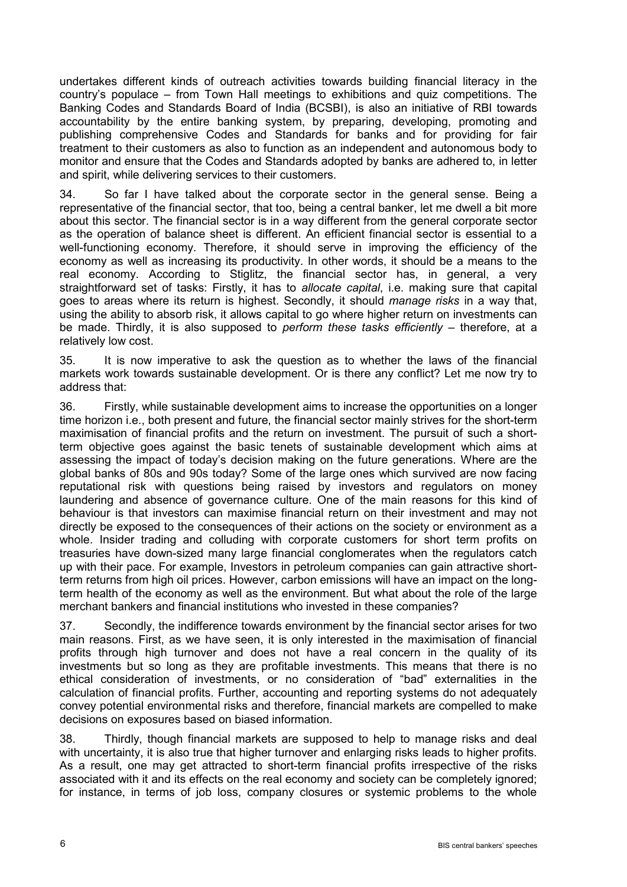undertakes different kinds of outreach activities towards building financial literacy in the country's populace – from Town Hall meetings to exhibitions and quiz competitions. The Banking Codes and Standards Board of India (BCSBI), is also an initiative of RBI towards accountability by the entire banking system, by preparing, developing, promoting and publishing comprehensive Codes and Standards for banks and for providing for fair treatment to their customers as also to function as an independent and autonomous body to monitor and ensure that the Codes and Standards adopted by banks are adhered to, in letter and spirit, while delivering services to their customers.

34. So far I have talked about the corporate sector in the general sense. Being a representative of the financial sector, that too, being a central banker, let me dwell a bit more about this sector. The financial sector is in a way different from the general corporate sector as the operation of balance sheet is different. An efficient financial sector is essential to a well-functioning economy. Therefore, it should serve in improving the efficiency of the economy as well as increasing its productivity. In other words, it should be a means to the real economy. According to Stiglitz, the financial sector has, in general, a very straightforward set of tasks: Firstly, it has to *allocate capital*, i.e. making sure that capital goes to areas where its return is highest. Secondly, it should *manage risks* in a way that, using the ability to absorb risk, it allows capital to go where higher return on investments can be made. Thirdly, it is also supposed to *perform these tasks efficiently* – therefore, at a relatively low cost.

35. It is now imperative to ask the question as to whether the laws of the financial markets work towards sustainable development. Or is there any conflict? Let me now try to address that:

36. Firstly, while sustainable development aims to increase the opportunities on a longer time horizon i.e., both present and future, the financial sector mainly strives for the short-term maximisation of financial profits and the return on investment. The pursuit of such a short-term objective goes against the basic tenets of sustainable development which aims at assessing the impact of today's decision making on the future generations. Where are the global banks of 80s and 90s today? Some of the large ones which survived are now facing reputational risk with questions being raised by investors and regulators on money laundering and absence of governance culture. One of the main reasons for this kind of behaviour is that investors can maximise financial return on their investment and may not directly be exposed to the consequences of their actions on the society or environment as a whole. Insider trading and colluding with corporate customers for short term profits on treasuries have down-sized many large financial conglomerates when the regulators catch up with their pace. For example, Investors in petroleum companies can gain attractive short-term returns from high oil prices. However, carbon emissions will have an impact on the long-term health of the economy as well as the environment. But what about the role of the large merchant bankers and financial institutions who invested in these companies?

37. Secondly, the indifference towards environment by the financial sector arises for two main reasons. First, as we have seen, it is only interested in the maximisation of financial profits through high turnover and does not have a real concern in the quality of its investments but so long as they are profitable investments. This means that there is no ethical consideration of investments, or no consideration of "bad" externalities in the calculation of financial profits. Further, accounting and reporting systems do not adequately convey potential environmental risks and therefore, financial markets are compelled to make decisions on exposures based on biased information.

38. Thirdly, though financial markets are supposed to help to manage risks and deal with uncertainty, it is also true that higher turnover and enlarging risks leads to higher profits. As a result, one may get attracted to short-term financial profits irrespective of the risks associated with it and its effects on the real economy and society can be completely ignored; for instance, in terms of job loss, company closures or systemic problems to the whole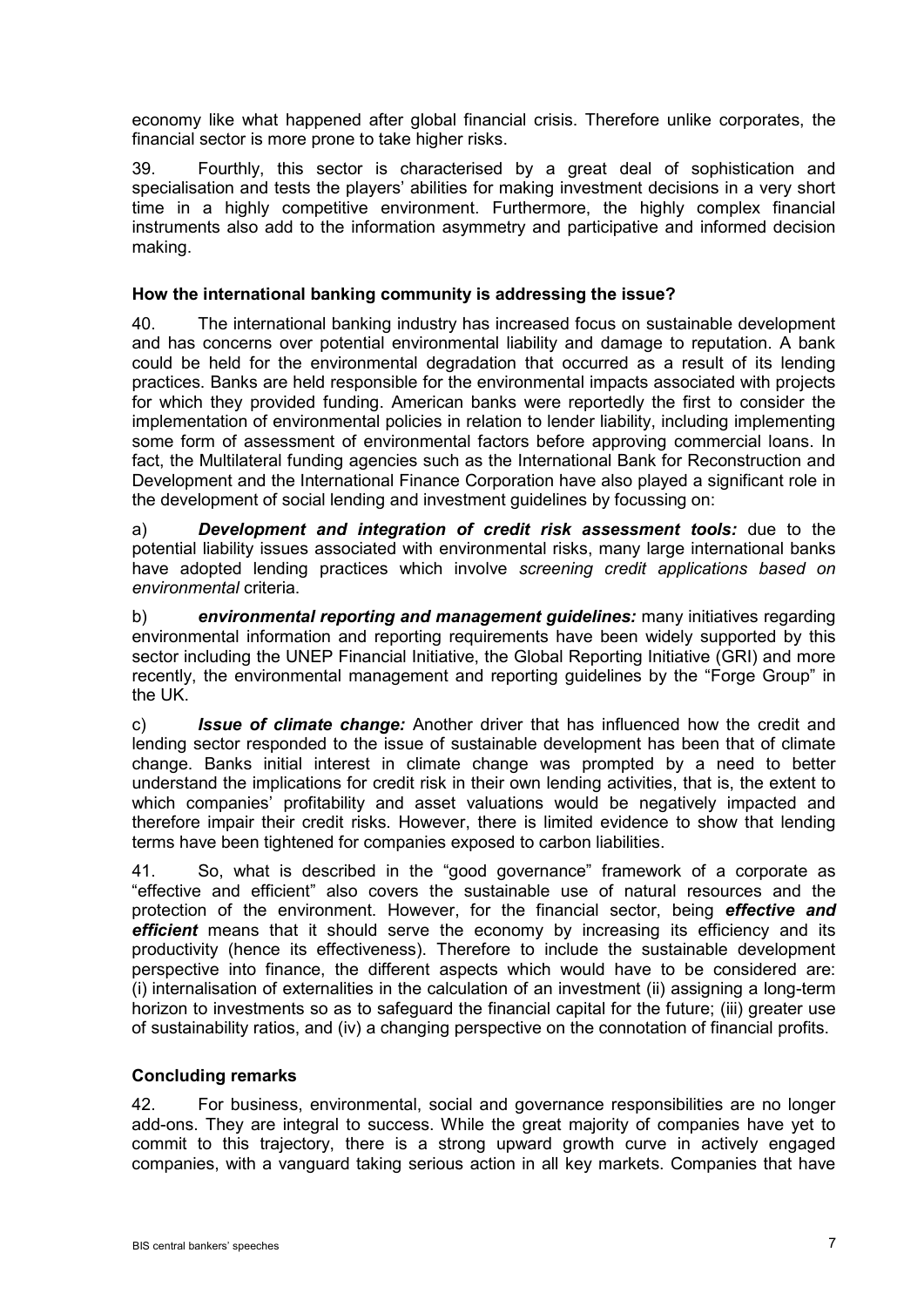economy like what happened after global financial crisis. Therefore unlike corporates, the financial sector is more prone to take higher risks.

39. Fourthly, this sector is characterised by a great deal of sophistication and specialisation and tests the players' abilities for making investment decisions in a very short time in a highly competitive environment. Furthermore, the highly complex financial instruments also add to the information asymmetry and participative and informed decision making.

**How the international banking community is addressing the issue?**

40. The international banking industry has increased focus on sustainable development and has concerns over potential environmental liability and damage to reputation. A bank could be held for the environmental degradation that occurred as a result of its lending practices. Banks are held responsible for the environmental impacts associated with projects for which they provided funding. American banks were reportedly the first to consider the implementation of environmental policies in relation to lender liability, including implementing some form of assessment of environmental factors before approving commercial loans. In fact, the Multilateral funding agencies such as the International Bank for Reconstruction and Development and the International Finance Corporation have also played a significant role in the development of social lending and investment guidelines by focussing on:

a) ***Development and integration of credit risk assessment tools:*** due to the potential liability issues associated with environmental risks, many large international banks have adopted lending practices which involve *screening credit applications based on environmental* criteria.

b) ***environmental reporting and management guidelines:*** many initiatives regarding environmental information and reporting requirements have been widely supported by this sector including the UNEP Financial Initiative, the Global Reporting Initiative (GRI) and more recently, the environmental management and reporting guidelines by the "Forge Group" in the UK.

c) ***Issue of climate change:*** Another driver that has influenced how the credit and lending sector responded to the issue of sustainable development has been that of climate change. Banks initial interest in climate change was prompted by a need to better understand the implications for credit risk in their own lending activities, that is, the extent to which companies' profitability and asset valuations would be negatively impacted and therefore impair their credit risks. However, there is limited evidence to show that lending terms have been tightened for companies exposed to carbon liabilities.

41. So, what is described in the "good governance" framework of a corporate as "effective and efficient" also covers the sustainable use of natural resources and the protection of the environment. However, for the financial sector, being ***effective and efficient*** means that it should serve the economy by increasing its efficiency and its productivity (hence its effectiveness). Therefore to include the sustainable development perspective into finance, the different aspects which would have to be considered are: (i) internalisation of externalities in the calculation of an investment (ii) assigning a long-term horizon to investments so as to safeguard the financial capital for the future; (iii) greater use of sustainability ratios, and (iv) a changing perspective on the connotation of financial profits.

**Concluding remarks**

42. For business, environmental, social and governance responsibilities are no longer add-ons. They are integral to success. While the great majority of companies have yet to commit to this trajectory, there is a strong upward growth curve in actively engaged companies, with a vanguard taking serious action in all key markets. Companies that have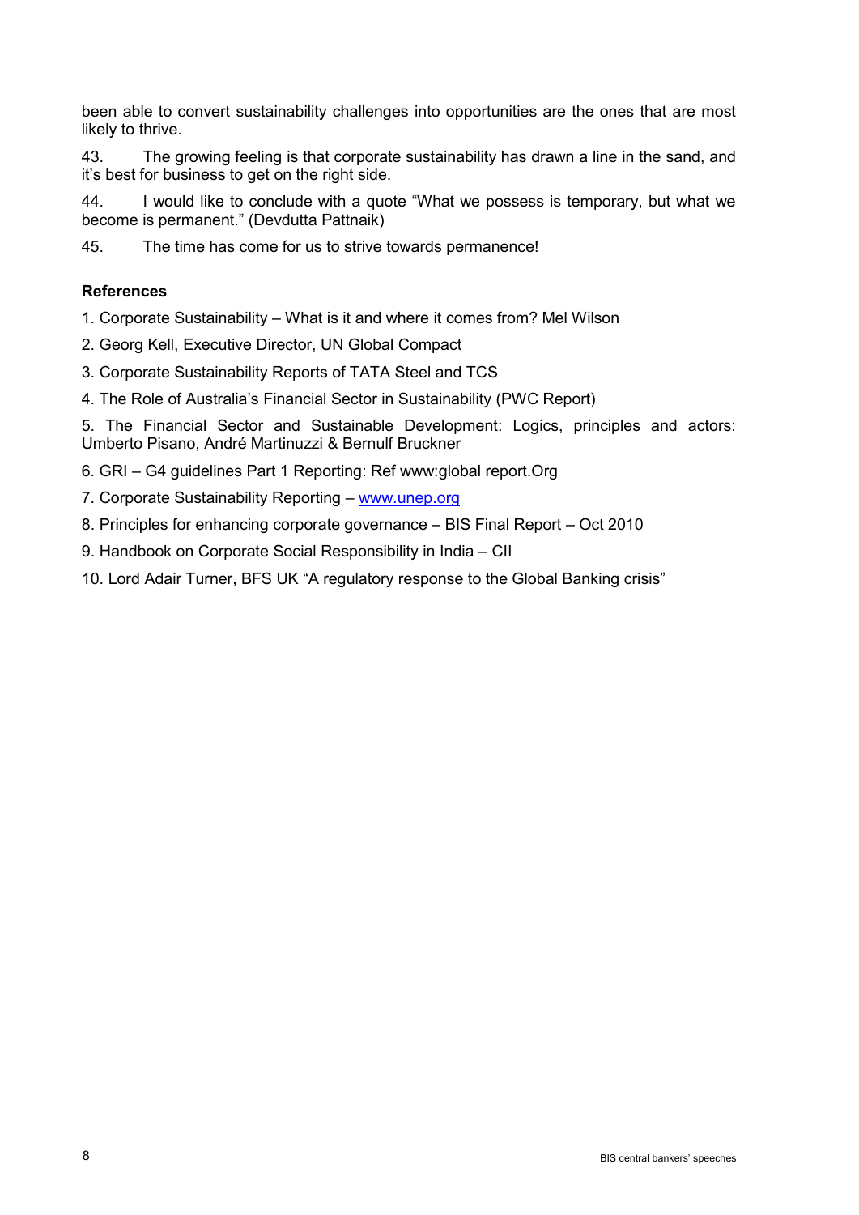been able to convert sustainability challenges into opportunities are the ones that are most likely to thrive.

43. The growing feeling is that corporate sustainability has drawn a line in the sand, and it's best for business to get on the right side.

44. I would like to conclude with a quote "What we possess is temporary, but what we become is permanent." (Devdutta Pattnaik)

45. The time has come for us to strive towards permanence!

**References**

1. Corporate Sustainability – What is it and where it comes from? Mel Wilson
2. Georg Kell, Executive Director, UN Global Compact
3. Corporate Sustainability Reports of TATA Steel and TCS
4. The Role of Australia's Financial Sector in Sustainability (PWC Report)
5. The Financial Sector and Sustainable Development: Logics, principles and actors: Umberto Pisano, André Martinuzzi & Bernulf Bruckner
6. GRI – G4 guidelines Part 1 Reporting: Ref www:global report.Org
7. Corporate Sustainability Reporting – www.unep.org
8. Principles for enhancing corporate governance – BIS Final Report – Oct 2010
9. Handbook on Corporate Social Responsibility in India – CII
10. Lord Adair Turner, BFS UK "A regulatory response to the Global Banking crisis"